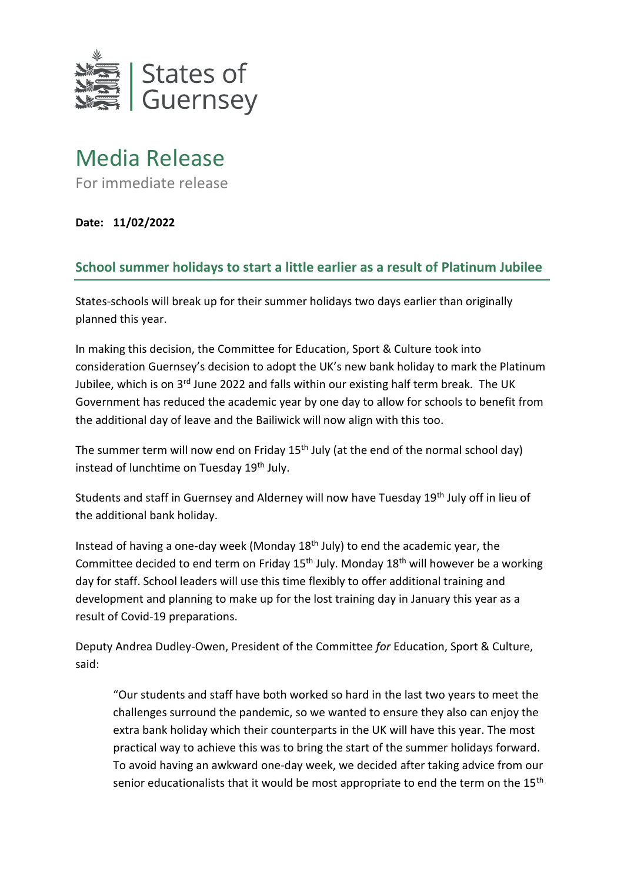States of Guernsey

# Media Release

For immediate release

**Date: 11/02/2022**

## School summer holidays to start a little earlier as a result of Platinum Jubilee

States-schools will break up for their summer holidays two days earlier than originally planned this year.

In making this decision, the Committee for Education, Sport & Culture took into consideration Guernsey's decision to adopt the UK's new bank holiday to mark the Platinum Jubilee, which is on 3rd June 2022 and falls within our existing half term break. The UK Government has reduced the academic year by one day to allow for schools to benefit from the additional day of leave and the Bailiwick will now align with this too.

The summer term will now end on Friday 15th July (at the end of the normal school day) instead of lunchtime on Tuesday 19th July.

Students and staff in Guernsey and Alderney will now have Tuesday 19th July off in lieu of the additional bank holiday.

Instead of having a one-day week (Monday 18th July) to end the academic year, the Committee decided to end term on Friday 15th July. Monday 18th will however be a working day for staff. School leaders will use this time flexibly to offer additional training and development and planning to make up for the lost training day in January this year as a result of Covid-19 preparations.

Deputy Andrea Dudley-Owen, President of the Committee *for* Education, Sport & Culture, said:

> "Our students and staff have both worked so hard in the last two years to meet the challenges surround the pandemic, so we wanted to ensure they also can enjoy the extra bank holiday which their counterparts in the UK will have this year. The most practical way to achieve this was to bring the start of the summer holidays forward. To avoid having an awkward one-day week, we decided after taking advice from our senior educationalists that it would be most appropriate to end the term on the 15th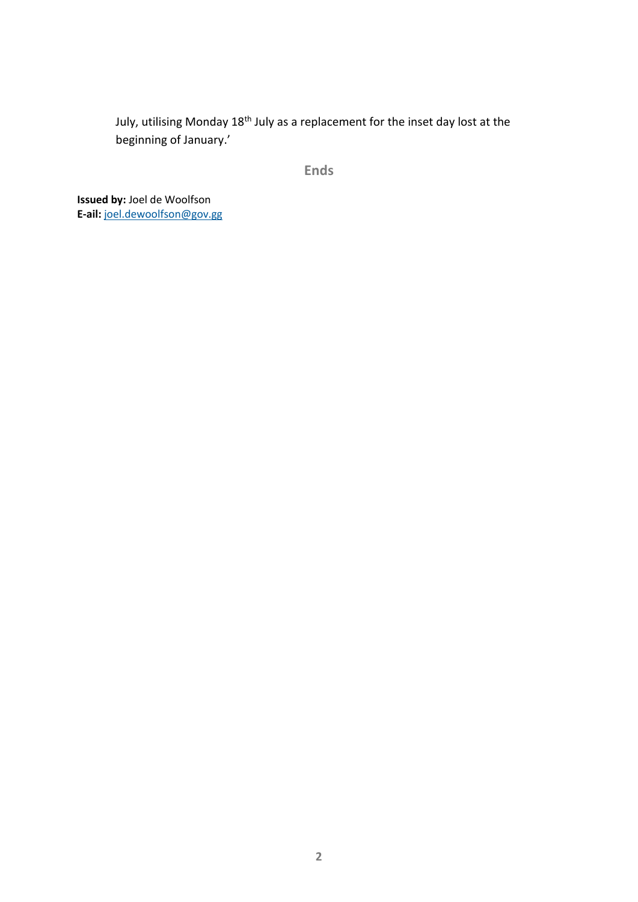July, utilising Monday 18th July as a replacement for the inset day lost at the beginning of January.'

**Ends**

**Issued by:** Joel de Woolfson
**E-ail:** joel.dewoolfson@gov.gg